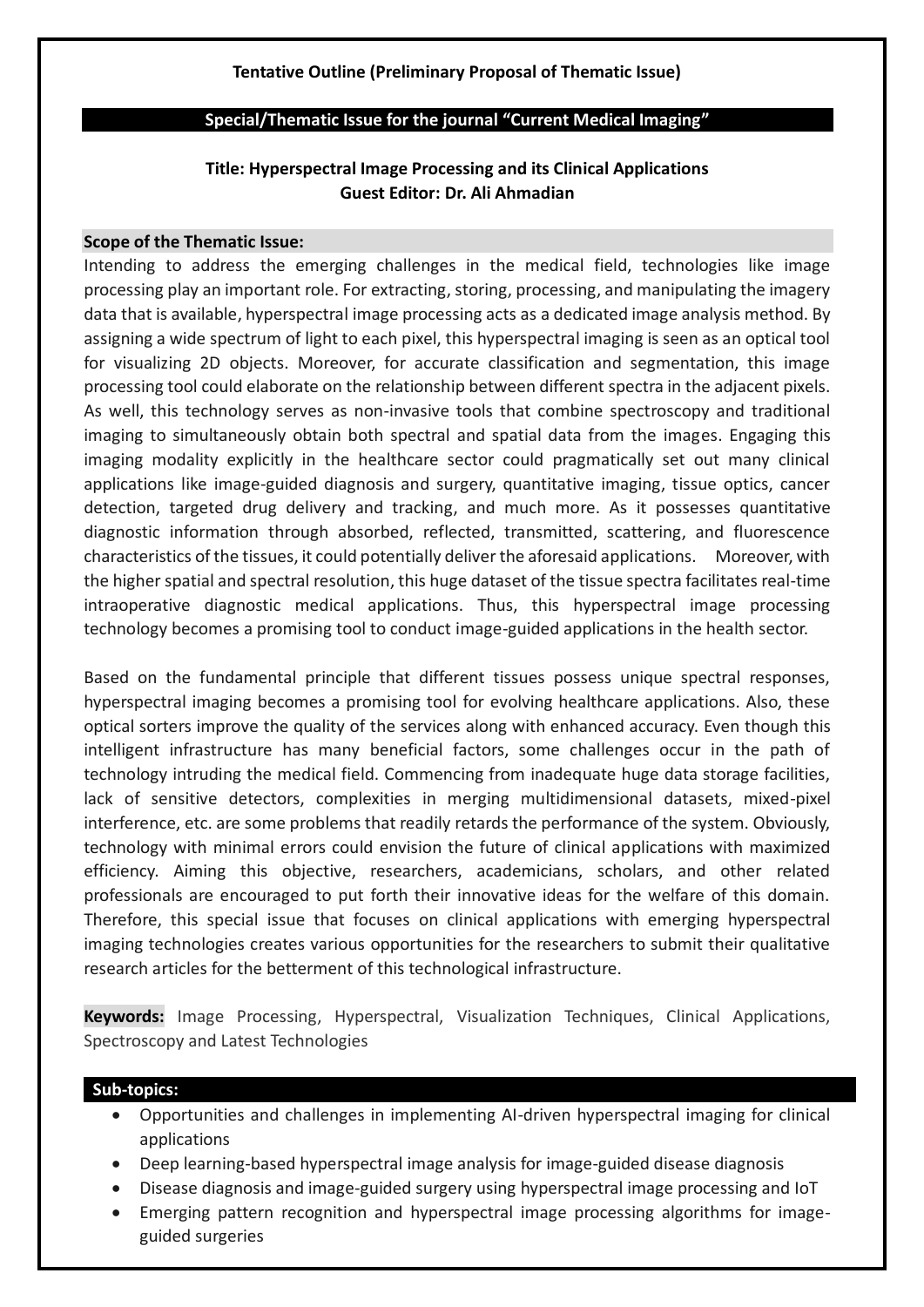**Tentative Outline (Preliminary Proposal of Thematic Issue)**

## Special/Thematic Issue for the journal "Current Medical Imaging"

### Title: Hyperspectral Image Processing and its Clinical Applications
### Guest Editor: Dr. Ali Ahmadian

**Scope of the Thematic Issue:**

Intending to address the emerging challenges in the medical field, technologies like image processing play an important role. For extracting, storing, processing, and manipulating the imagery data that is available, hyperspectral image processing acts as a dedicated image analysis method. By assigning a wide spectrum of light to each pixel, this hyperspectral imaging is seen as an optical tool for visualizing 2D objects. Moreover, for accurate classification and segmentation, this image processing tool could elaborate on the relationship between different spectra in the adjacent pixels. As well, this technology serves as non-invasive tools that combine spectroscopy and traditional imaging to simultaneously obtain both spectral and spatial data from the images. Engaging this imaging modality explicitly in the healthcare sector could pragmatically set out many clinical applications like image-guided diagnosis and surgery, quantitative imaging, tissue optics, cancer detection, targeted drug delivery and tracking, and much more. As it possesses quantitative diagnostic information through absorbed, reflected, transmitted, scattering, and fluorescence characteristics of the tissues, it could potentially deliver the aforesaid applications. Moreover, with the higher spatial and spectral resolution, this huge dataset of the tissue spectra facilitates real-time intraoperative diagnostic medical applications. Thus, this hyperspectral image processing technology becomes a promising tool to conduct image-guided applications in the health sector.

Based on the fundamental principle that different tissues possess unique spectral responses, hyperspectral imaging becomes a promising tool for evolving healthcare applications. Also, these optical sorters improve the quality of the services along with enhanced accuracy. Even though this intelligent infrastructure has many beneficial factors, some challenges occur in the path of technology intruding the medical field. Commencing from inadequate huge data storage facilities, lack of sensitive detectors, complexities in merging multidimensional datasets, mixed-pixel interference, etc. are some problems that readily retards the performance of the system. Obviously, technology with minimal errors could envision the future of clinical applications with maximized efficiency. Aiming this objective, researchers, academicians, scholars, and other related professionals are encouraged to put forth their innovative ideas for the welfare of this domain. Therefore, this special issue that focuses on clinical applications with emerging hyperspectral imaging technologies creates various opportunities for the researchers to submit their qualitative research articles for the betterment of this technological infrastructure.

**Keywords:** Image Processing, Hyperspectral, Visualization Techniques, Clinical Applications, Spectroscopy and Latest Technologies

**Sub-topics:**

- Opportunities and challenges in implementing AI-driven hyperspectral imaging for clinical applications
- Deep learning-based hyperspectral image analysis for image-guided disease diagnosis
- Disease diagnosis and image-guided surgery using hyperspectral image processing and IoT
- Emerging pattern recognition and hyperspectral image processing algorithms for image-guided surgeries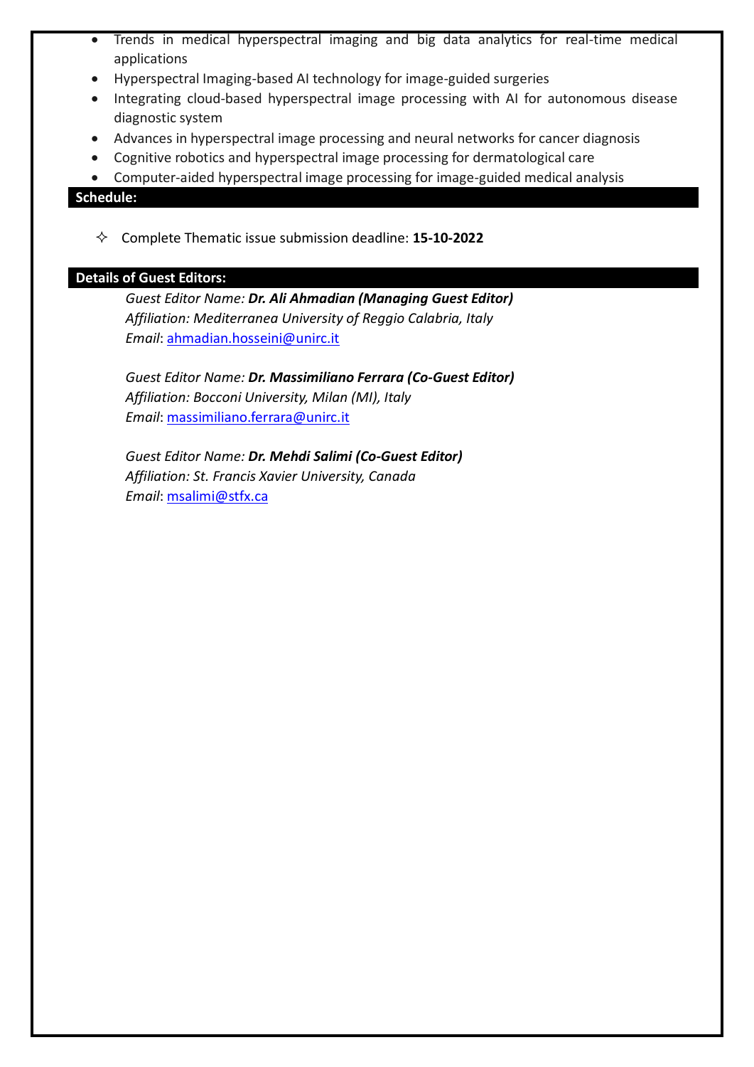- Trends in medical hyperspectral imaging and big data analytics for real-time medical applications
- Hyperspectral Imaging-based AI technology for image-guided surgeries
- Integrating cloud-based hyperspectral image processing with AI for autonomous disease diagnostic system
- Advances in hyperspectral image processing and neural networks for cancer diagnosis
- Cognitive robotics and hyperspectral image processing for dermatological care
- Computer-aided hyperspectral image processing for image-guided medical analysis

## Schedule:

- ✧ Complete Thematic issue submission deadline: **15-10-2022**

## Details of Guest Editors:

*Guest Editor Name:* ***Dr. Ali Ahmadian (Managing Guest Editor)***
*Affiliation: Mediterranea University of Reggio Calabria, Italy*
*Email*: ahmadian.hosseini@unirc.it

*Guest Editor Name:* ***Dr. Massimiliano Ferrara (Co-Guest Editor)***
*Affiliation: Bocconi University, Milan (MI), Italy*
*Email*: massimiliano.ferrara@unirc.it

*Guest Editor Name:* ***Dr. Mehdi Salimi (Co-Guest Editor)***
*Affiliation: St. Francis Xavier University, Canada*
*Email*: msalimi@stfx.ca